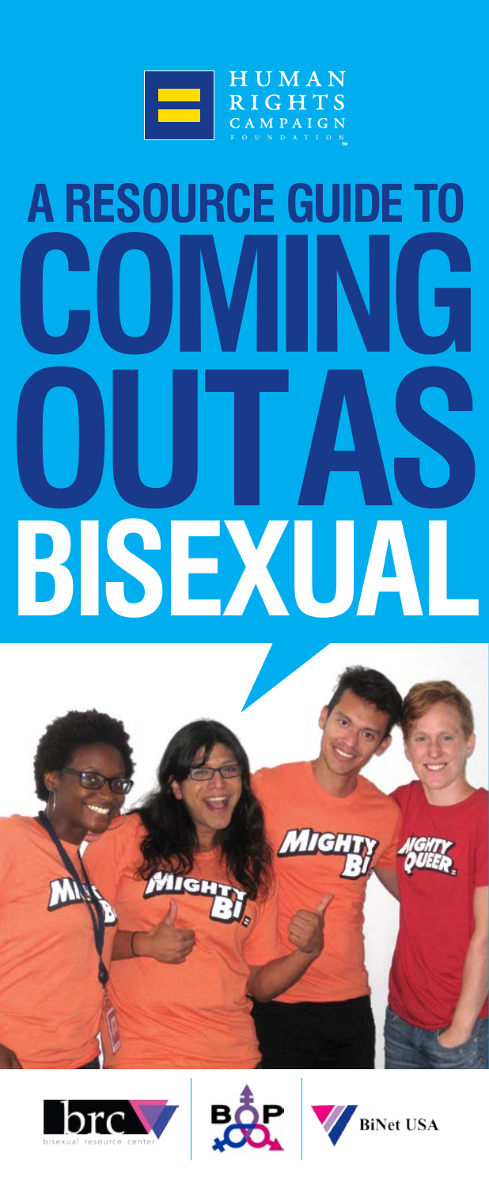HUMAN RIGHTS CAMPAIGN FOUNDATION

# A RESOURCE GUIDE TO COMING OUT AS BISEXUAL

bisexual resource center

BiNet USA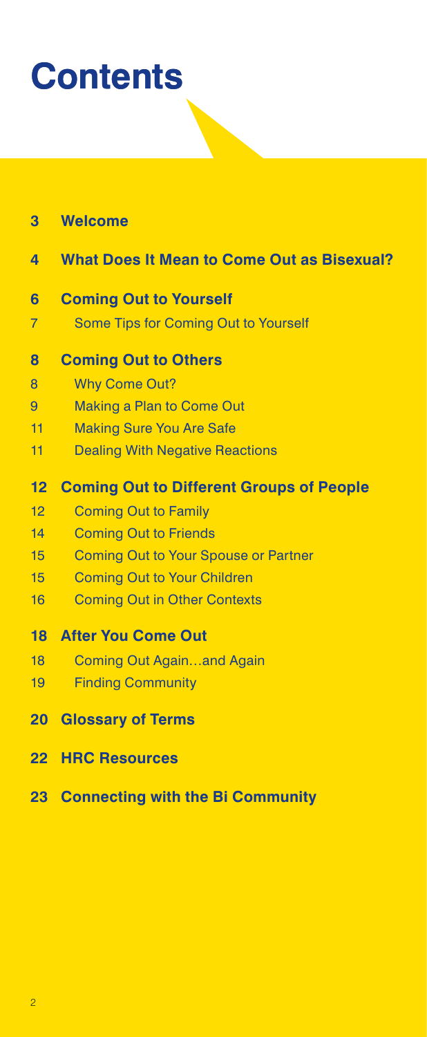# Contents

**3 Welcome**

**4 What Does It Mean to Come Out as Bisexual?**

**6 Coming Out to Yourself**

7 Some Tips for Coming Out to Yourself

**8 Coming Out to Others**

8 Why Come Out?

9 Making a Plan to Come Out

11 Making Sure You Are Safe

11 Dealing With Negative Reactions

**12 Coming Out to Different Groups of People**

12 Coming Out to Family

14 Coming Out to Friends

15 Coming Out to Your Spouse or Partner

15 Coming Out to Your Children

16 Coming Out in Other Contexts

**18 After You Come Out**

18 Coming Out Again…and Again

19 Finding Community

**20 Glossary of Terms**

**22 HRC Resources**

**23 Connecting with the Bi Community**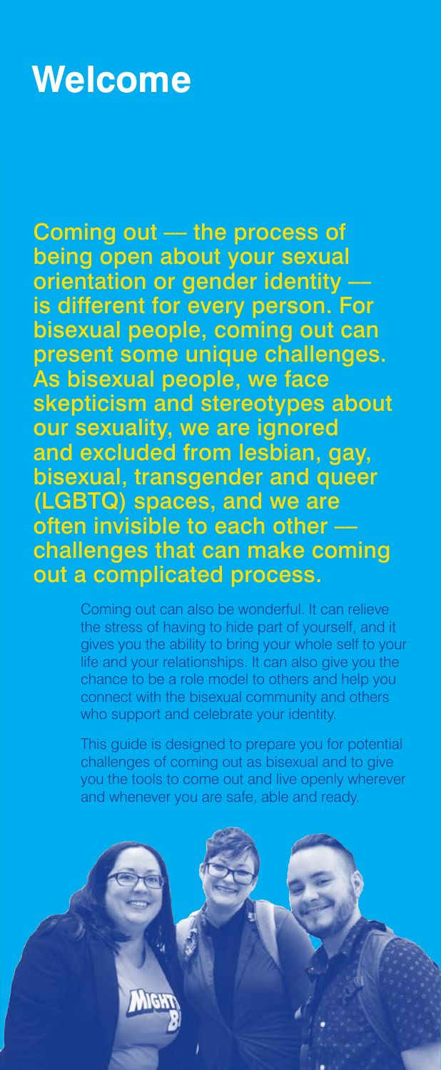# Welcome

**Coming out — the process of being open about your sexual orientation or gender identity — is different for every person. For bisexual people, coming out can present some unique challenges. As bisexual people, we face skepticism and stereotypes about our sexuality, we are ignored and excluded from lesbian, gay, bisexual, transgender and queer (LGBTQ) spaces, and we are often invisible to each other — challenges that can make coming out a complicated process.**

Coming out can also be wonderful. It can relieve the stress of having to hide part of yourself, and it gives you the ability to bring your whole self to your life and your relationships. It can also give you the chance to be a role model to others and help you connect with the bisexual community and others who support and celebrate your identity.

This guide is designed to prepare you for potential challenges of coming out as bisexual and to give you the tools to come out and live openly wherever and whenever you are safe, able and ready.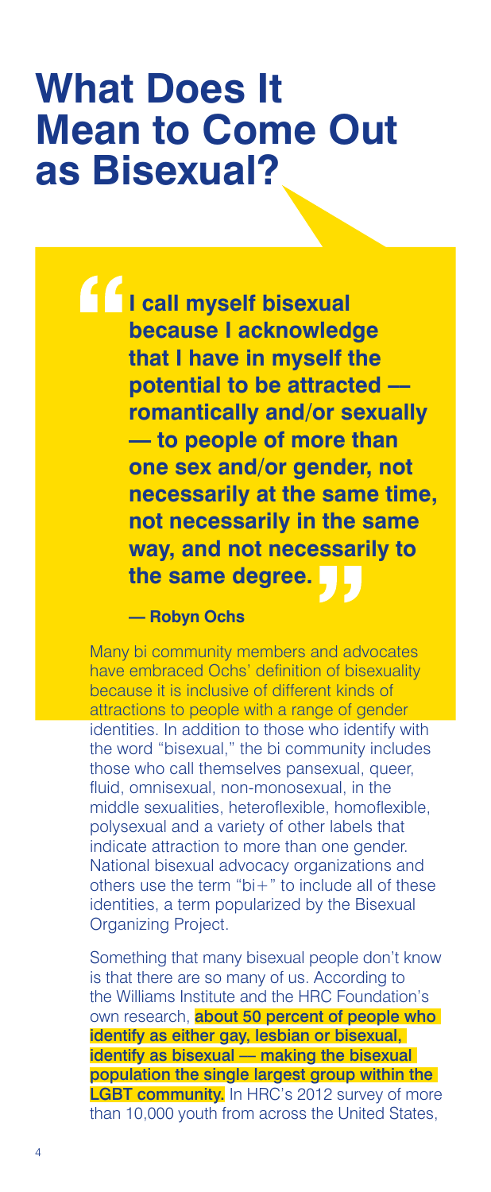# What Does It Mean to Come Out as Bisexual?

> **I call myself bisexual because I acknowledge that I have in myself the potential to be attracted — romantically and/or sexually — to people of more than one sex and/or gender, not necessarily at the same time, not necessarily in the same way, and not necessarily to the same degree.**
>
> **— Robyn Ochs**

Many bi community members and advocates have embraced Ochs' definition of bisexuality because it is inclusive of different kinds of attractions to people with a range of gender identities. In addition to those who identify with the word "bisexual," the bi community includes those who call themselves pansexual, queer, fluid, omnisexual, non-monosexual, in the middle sexualities, heteroflexible, homoflexible, polysexual and a variety of other labels that indicate attraction to more than one gender. National bisexual advocacy organizations and others use the term "bi+" to include all of these identities, a term popularized by the Bisexual Organizing Project.

Something that many bisexual people don't know is that there are so many of us. According to the Williams Institute and the HRC Foundation's own research, **about 50 percent of people who identify as either gay, lesbian or bisexual, identify as bisexual — making the bisexual population the single largest group within the LGBT community.** In HRC's 2012 survey of more than 10,000 youth from across the United States,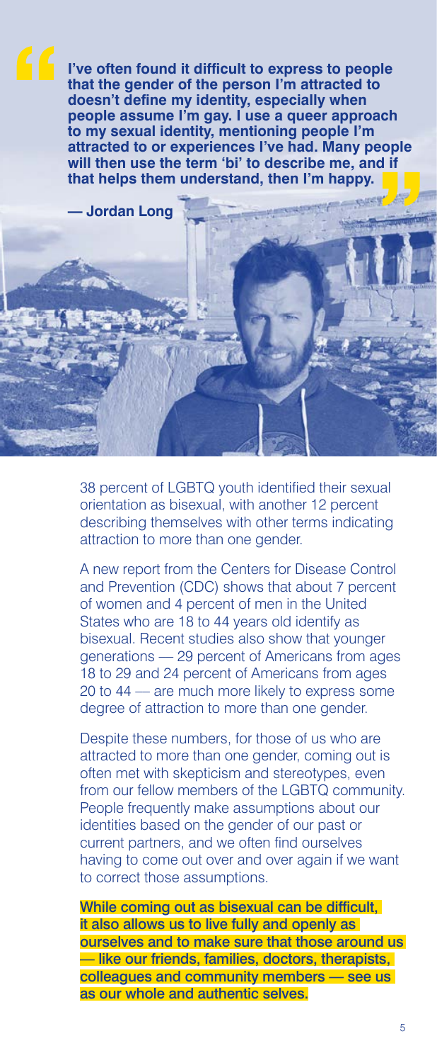> **I've often found it difficult to express to people that the gender of the person I'm attracted to doesn't define my identity, especially when people assume I'm gay. I use a queer approach to my sexual identity, mentioning people I'm attracted to or experiences I've had. Many people will then use the term 'bi' to describe me, and if that helps them understand, then I'm happy.**
>
> **— Jordan Long**

38 percent of LGBTQ youth identified their sexual orientation as bisexual, with another 12 percent describing themselves with other terms indicating attraction to more than one gender.

A new report from the Centers for Disease Control and Prevention (CDC) shows that about 7 percent of women and 4 percent of men in the United States who are 18 to 44 years old identify as bisexual. Recent studies also show that younger generations — 29 percent of Americans from ages 18 to 29 and 24 percent of Americans from ages 20 to 44 — are much more likely to express some degree of attraction to more than one gender.

Despite these numbers, for those of us who are attracted to more than one gender, coming out is often met with skepticism and stereotypes, even from our fellow members of the LGBTQ community. People frequently make assumptions about our identities based on the gender of our past or current partners, and we often find ourselves having to come out over and over again if we want to correct those assumptions.

**While coming out as bisexual can be difficult, it also allows us to live fully and openly as ourselves and to make sure that those around us — like our friends, families, doctors, therapists, colleagues and community members — see us as our whole and authentic selves.**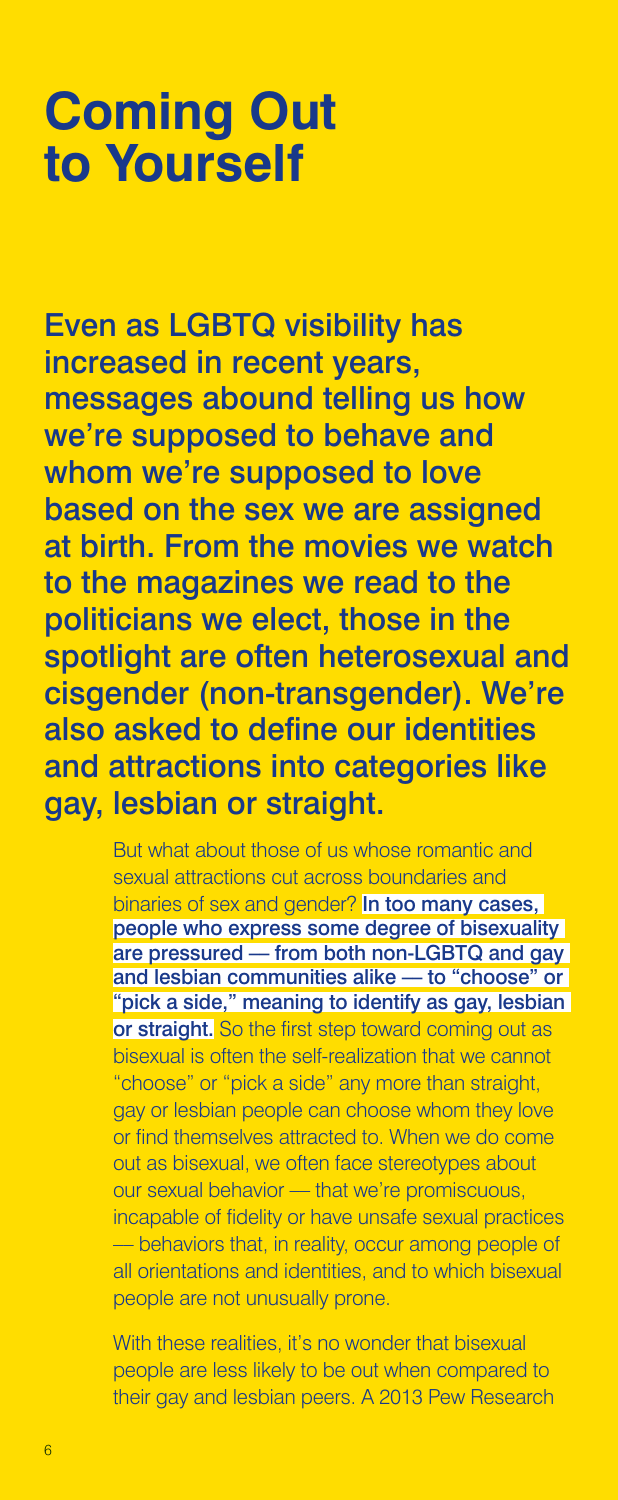# Coming Out to Yourself

**Even as LGBTQ visibility has increased in recent years, messages abound telling us how we're supposed to behave and whom we're supposed to love based on the sex we are assigned at birth. From the movies we watch to the magazines we read to the politicians we elect, those in the spotlight are often heterosexual and cisgender (non-transgender). We're also asked to define our identities and attractions into categories like gay, lesbian or straight.**

But what about those of us whose romantic and sexual attractions cut across boundaries and binaries of sex and gender? **In too many cases, people who express some degree of bisexuality are pressured — from both non-LGBTQ and gay and lesbian communities alike — to "choose" or "pick a side," meaning to identify as gay, lesbian or straight.** So the first step toward coming out as bisexual is often the self-realization that we cannot "choose" or "pick a side" any more than straight, gay or lesbian people can choose whom they love or find themselves attracted to. When we do come out as bisexual, we often face stereotypes about our sexual behavior — that we're promiscuous, incapable of fidelity or have unsafe sexual practices — behaviors that, in reality, occur among people of all orientations and identities, and to which bisexual people are not unusually prone.

With these realities, it's no wonder that bisexual people are less likely to be out when compared to their gay and lesbian peers. A 2013 Pew Research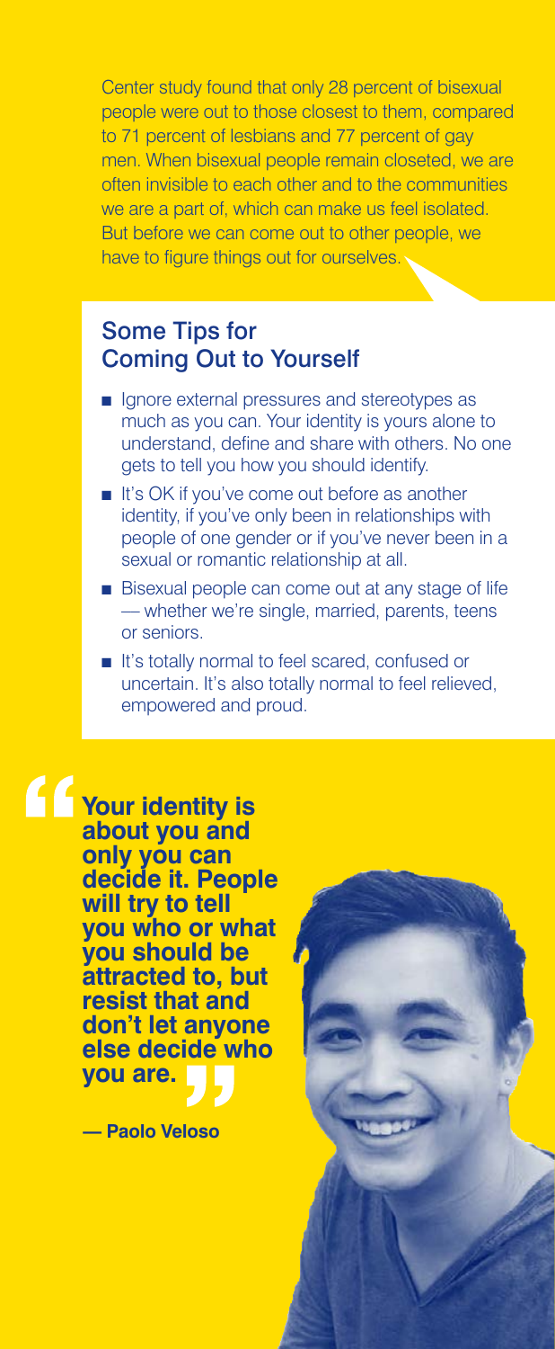Center study found that only 28 percent of bisexual people were out to those closest to them, compared to 71 percent of lesbians and 77 percent of gay men. When bisexual people remain closeted, we are often invisible to each other and to the communities we are a part of, which can make us feel isolated. But before we can come out to other people, we have to figure things out for ourselves.

## Some Tips for Coming Out to Yourself

- Ignore external pressures and stereotypes as much as you can. Your identity is yours alone to understand, define and share with others. No one gets to tell you how you should identify.
- It's OK if you've come out before as another identity, if you've only been in relationships with people of one gender or if you've never been in a sexual or romantic relationship at all.
- Bisexual people can come out at any stage of life — whether we're single, married, parents, teens or seniors.
- It's totally normal to feel scared, confused or uncertain. It's also totally normal to feel relieved, empowered and proud.

> **"Your identity is about you and only you can decide it. People will try to tell you who or what you should be attracted to, but resist that and don't let anyone else decide who you are."**
>
> **— Paolo Veloso**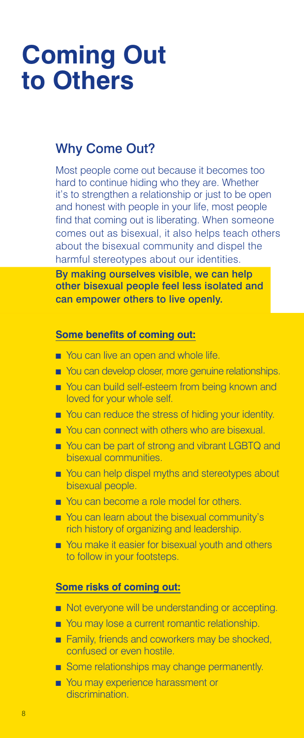# Coming Out to Others

## Why Come Out?

Most people come out because it becomes too hard to continue hiding who they are. Whether it's to strengthen a relationship or just to be open and honest with people in your life, most people find that coming out is liberating. When someone comes out as bisexual, it also helps teach others about the bisexual community and dispel the harmful stereotypes about our identities.

**By making ourselves visible, we can help other bisexual people feel less isolated and can empower others to live openly.**

**Some benefits of coming out:**

- You can live an open and whole life.
- You can develop closer, more genuine relationships.
- You can build self-esteem from being known and loved for your whole self.
- You can reduce the stress of hiding your identity.
- You can connect with others who are bisexual.
- You can be part of strong and vibrant LGBTQ and bisexual communities.
- You can help dispel myths and stereotypes about bisexual people.
- You can become a role model for others.
- You can learn about the bisexual community's rich history of organizing and leadership.
- You make it easier for bisexual youth and others to follow in your footsteps.

**Some risks of coming out:**

- Not everyone will be understanding or accepting.
- You may lose a current romantic relationship.
- Family, friends and coworkers may be shocked, confused or even hostile.
- Some relationships may change permanently.
- You may experience harassment or discrimination.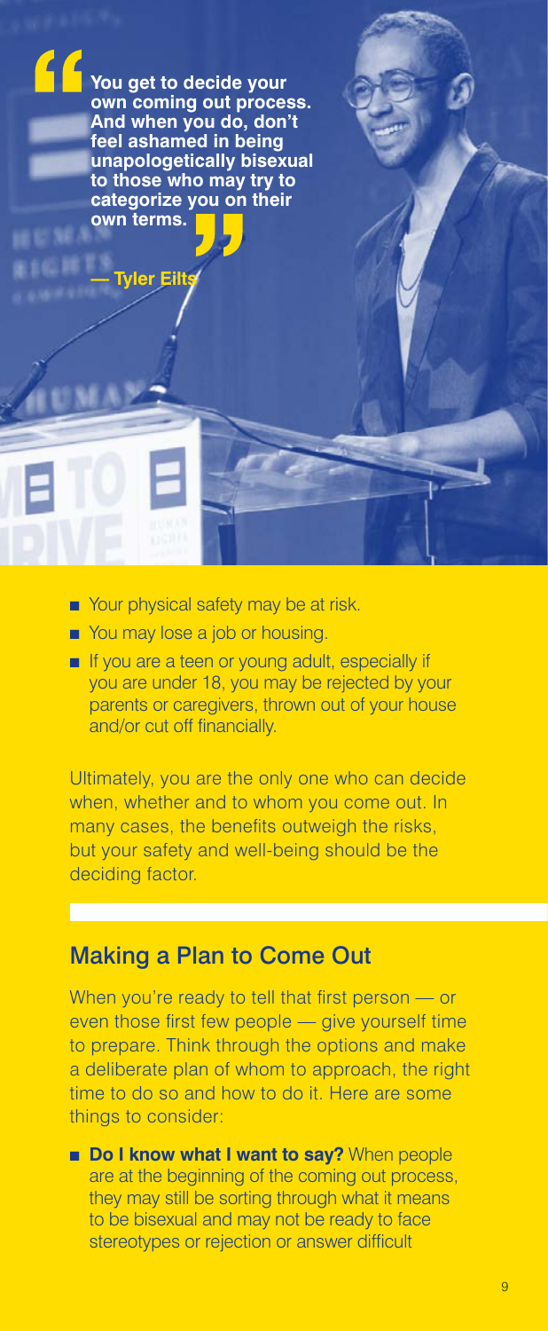> **You get to decide your own coming out process. And when you do, don't feel ashamed in being unapologetically bisexual to those who may try to categorize you on their own terms.**
>
> **— Tyler Eilts**

- Your physical safety may be at risk.
- You may lose a job or housing.
- If you are a teen or young adult, especially if you are under 18, you may be rejected by your parents or caregivers, thrown out of your house and/or cut off financially.

Ultimately, you are the only one who can decide when, whether and to whom you come out. In many cases, the benefits outweigh the risks, but your safety and well-being should be the deciding factor.

## Making a Plan to Come Out

When you're ready to tell that first person — or even those first few people — give yourself time to prepare. Think through the options and make a deliberate plan of whom to approach, the right time to do so and how to do it. Here are some things to consider:

- **Do I know what I want to say?** When people are at the beginning of the coming out process, they may still be sorting through what it means to be bisexual and may not be ready to face stereotypes or rejection or answer difficult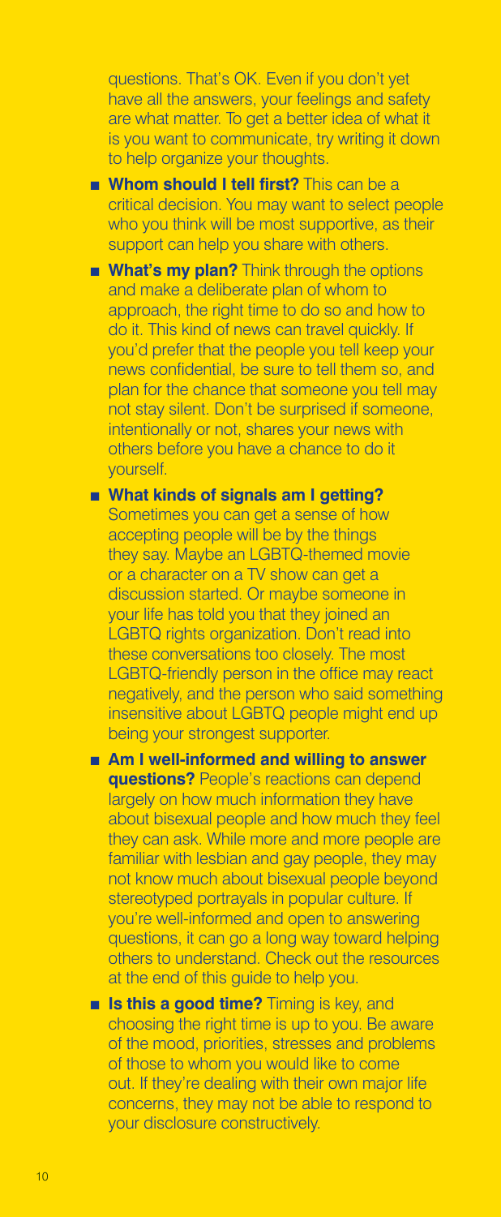questions. That's OK. Even if you don't yet have all the answers, your feelings and safety are what matter. To get a better idea of what it is you want to communicate, try writing it down to help organize your thoughts.

- **Whom should I tell first?** This can be a critical decision. You may want to select people who you think will be most supportive, as their support can help you share with others.
- **What's my plan?** Think through the options and make a deliberate plan of whom to approach, the right time to do so and how to do it. This kind of news can travel quickly. If you'd prefer that the people you tell keep your news confidential, be sure to tell them so, and plan for the chance that someone you tell may not stay silent. Don't be surprised if someone, intentionally or not, shares your news with others before you have a chance to do it yourself.
- **What kinds of signals am I getting?** Sometimes you can get a sense of how accepting people will be by the things they say. Maybe an LGBTQ-themed movie or a character on a TV show can get a discussion started. Or maybe someone in your life has told you that they joined an LGBTQ rights organization. Don't read into these conversations too closely. The most LGBTQ-friendly person in the office may react negatively, and the person who said something insensitive about LGBTQ people might end up being your strongest supporter.
- **Am I well-informed and willing to answer questions?** People's reactions can depend largely on how much information they have about bisexual people and how much they feel they can ask. While more and more people are familiar with lesbian and gay people, they may not know much about bisexual people beyond stereotyped portrayals in popular culture. If you're well-informed and open to answering questions, it can go a long way toward helping others to understand. Check out the resources at the end of this guide to help you.
- **Is this a good time?** Timing is key, and choosing the right time is up to you. Be aware of the mood, priorities, stresses and problems of those to whom you would like to come out. If they're dealing with their own major life concerns, they may not be able to respond to your disclosure constructively.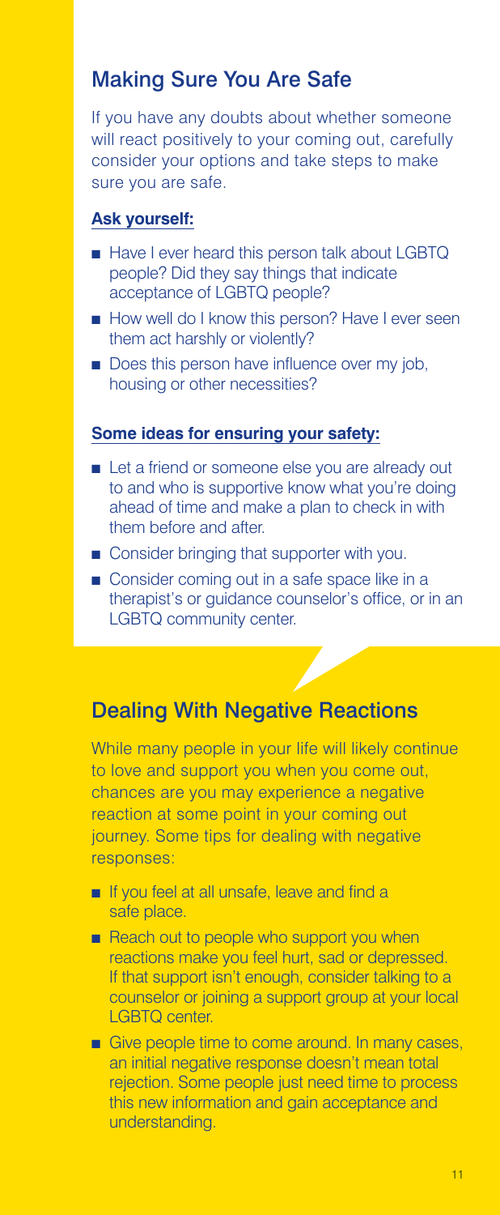## Making Sure You Are Safe

If you have any doubts about whether someone will react positively to your coming out, carefully consider your options and take steps to make sure you are safe.

**Ask yourself:**

- Have I ever heard this person talk about LGBTQ people? Did they say things that indicate acceptance of LGBTQ people?
- How well do I know this person? Have I ever seen them act harshly or violently?
- Does this person have influence over my job, housing or other necessities?

**Some ideas for ensuring your safety:**

- Let a friend or someone else you are already out to and who is supportive know what you're doing ahead of time and make a plan to check in with them before and after.
- Consider bringing that supporter with you.
- Consider coming out in a safe space like in a therapist's or guidance counselor's office, or in an LGBTQ community center.

## Dealing With Negative Reactions

While many people in your life will likely continue to love and support you when you come out, chances are you may experience a negative reaction at some point in your coming out journey. Some tips for dealing with negative responses:

- If you feel at all unsafe, leave and find a safe place.
- Reach out to people who support you when reactions make you feel hurt, sad or depressed. If that support isn't enough, consider talking to a counselor or joining a support group at your local LGBTQ center.
- Give people time to come around. In many cases, an initial negative response doesn't mean total rejection. Some people just need time to process this new information and gain acceptance and understanding.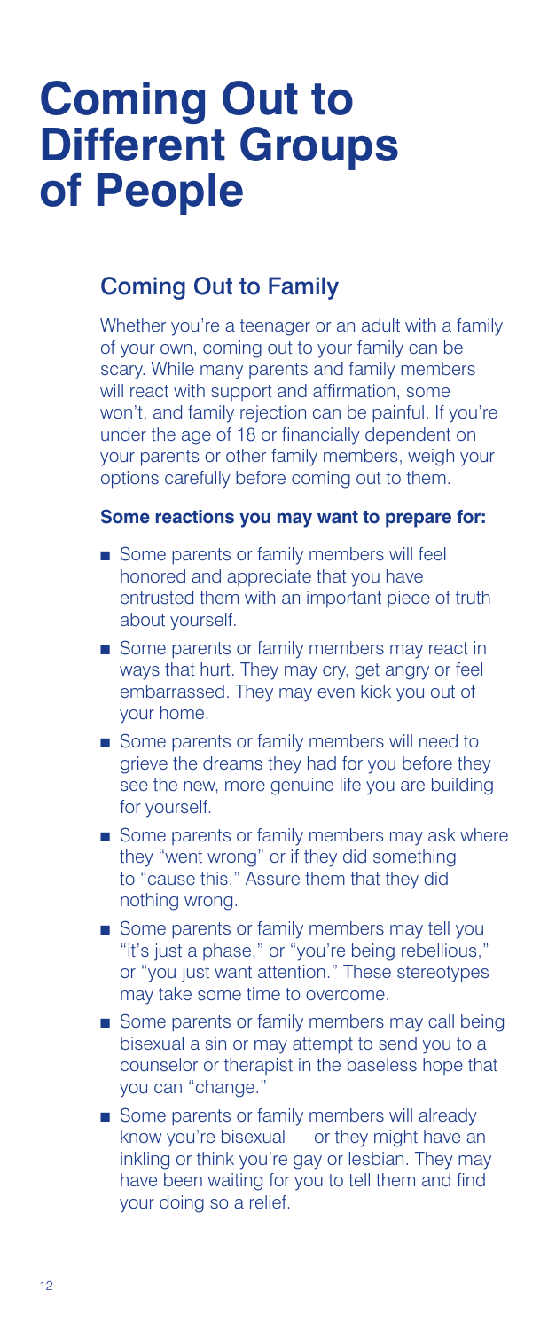# Coming Out to Different Groups of People

## Coming Out to Family

Whether you're a teenager or an adult with a family of your own, coming out to your family can be scary. While many parents and family members will react with support and affirmation, some won't, and family rejection can be painful. If you're under the age of 18 or financially dependent on your parents or other family members, weigh your options carefully before coming out to them.

**Some reactions you may want to prepare for:**

- Some parents or family members will feel honored and appreciate that you have entrusted them with an important piece of truth about yourself.
- Some parents or family members may react in ways that hurt. They may cry, get angry or feel embarrassed. They may even kick you out of your home.
- Some parents or family members will need to grieve the dreams they had for you before they see the new, more genuine life you are building for yourself.
- Some parents or family members may ask where they "went wrong" or if they did something to "cause this." Assure them that they did nothing wrong.
- Some parents or family members may tell you "it's just a phase," or "you're being rebellious," or "you just want attention." These stereotypes may take some time to overcome.
- Some parents or family members may call being bisexual a sin or may attempt to send you to a counselor or therapist in the baseless hope that you can "change."
- Some parents or family members will already know you're bisexual — or they might have an inkling or think you're gay or lesbian. They may have been waiting for you to tell them and find your doing so a relief.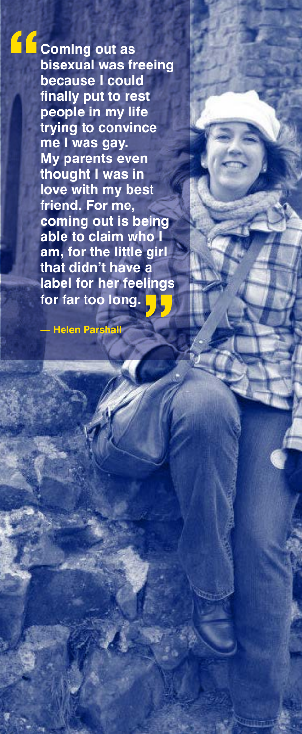> **Coming out as bisexual was freeing because I could finally put to rest people in my life trying to convince me I was gay. My parents even thought I was in love with my best friend. For me, coming out is being able to claim who I am, for the little girl that didn't have a label for her feelings for far too long.**

**— Helen Parshall**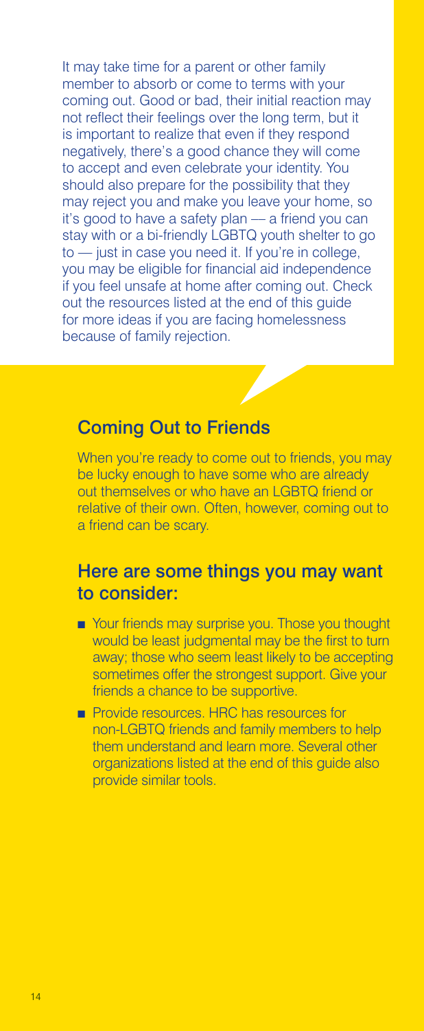It may take time for a parent or other family member to absorb or come to terms with your coming out. Good or bad, their initial reaction may not reflect their feelings over the long term, but it is important to realize that even if they respond negatively, there's a good chance they will come to accept and even celebrate your identity. You should also prepare for the possibility that they may reject you and make you leave your home, so it's good to have a safety plan — a friend you can stay with or a bi-friendly LGBTQ youth shelter to go to — just in case you need it. If you're in college, you may be eligible for financial aid independence if you feel unsafe at home after coming out. Check out the resources listed at the end of this guide for more ideas if you are facing homelessness because of family rejection.

## Coming Out to Friends

When you're ready to come out to friends, you may be lucky enough to have some who are already out themselves or who have an LGBTQ friend or relative of their own. Often, however, coming out to a friend can be scary.

## Here are some things you may want to consider:

- Your friends may surprise you. Those you thought would be least judgmental may be the first to turn away; those who seem least likely to be accepting sometimes offer the strongest support. Give your friends a chance to be supportive.
- Provide resources. HRC has resources for non-LGBTQ friends and family members to help them understand and learn more. Several other organizations listed at the end of this guide also provide similar tools.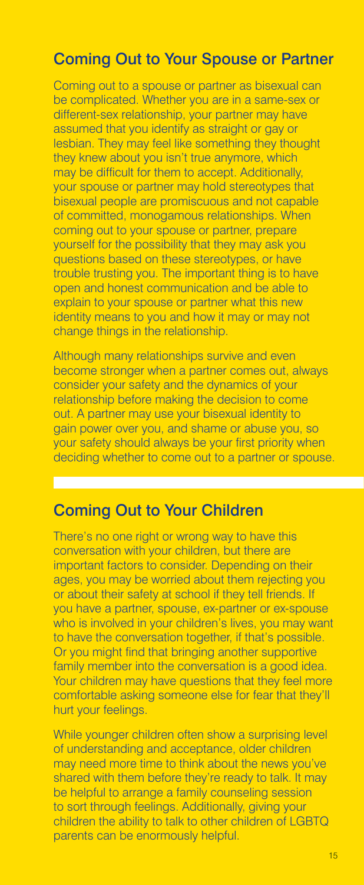## Coming Out to Your Spouse or Partner

Coming out to a spouse or partner as bisexual can be complicated. Whether you are in a same-sex or different-sex relationship, your partner may have assumed that you identify as straight or gay or lesbian. They may feel like something they thought they knew about you isn't true anymore, which may be difficult for them to accept. Additionally, your spouse or partner may hold stereotypes that bisexual people are promiscuous and not capable of committed, monogamous relationships. When coming out to your spouse or partner, prepare yourself for the possibility that they may ask you questions based on these stereotypes, or have trouble trusting you. The important thing is to have open and honest communication and be able to explain to your spouse or partner what this new identity means to you and how it may or may not change things in the relationship.

Although many relationships survive and even become stronger when a partner comes out, always consider your safety and the dynamics of your relationship before making the decision to come out. A partner may use your bisexual identity to gain power over you, and shame or abuse you, so your safety should always be your first priority when deciding whether to come out to a partner or spouse.

## Coming Out to Your Children

There's no one right or wrong way to have this conversation with your children, but there are important factors to consider. Depending on their ages, you may be worried about them rejecting you or about their safety at school if they tell friends. If you have a partner, spouse, ex-partner or ex-spouse who is involved in your children's lives, you may want to have the conversation together, if that's possible. Or you might find that bringing another supportive family member into the conversation is a good idea. Your children may have questions that they feel more comfortable asking someone else for fear that they'll hurt your feelings.

While younger children often show a surprising level of understanding and acceptance, older children may need more time to think about the news you've shared with them before they're ready to talk. It may be helpful to arrange a family counseling session to sort through feelings. Additionally, giving your children the ability to talk to other children of LGBTQ parents can be enormously helpful.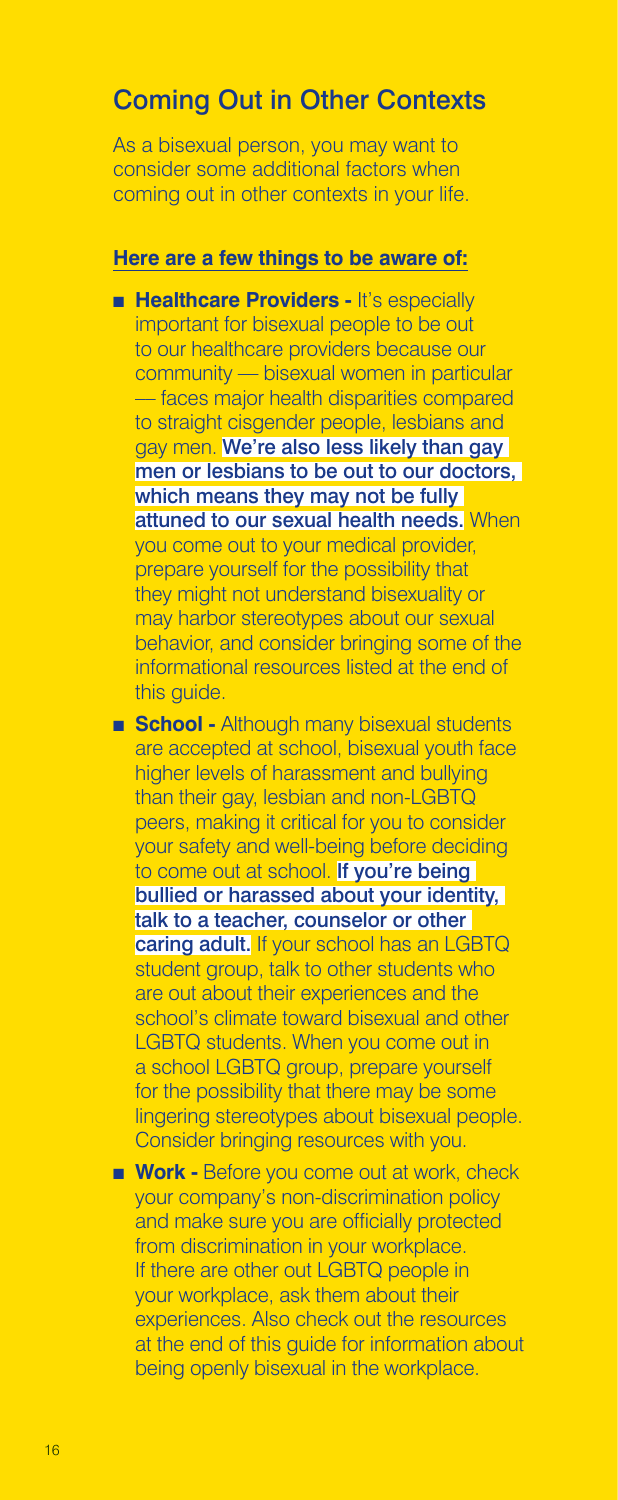## Coming Out in Other Contexts

As a bisexual person, you may want to consider some additional factors when coming out in other contexts in your life.

**Here are a few things to be aware of:**

- **Healthcare Providers -** It's especially important for bisexual people to be out to our healthcare providers because our community — bisexual women in particular — faces major health disparities compared to straight cisgender people, lesbians and gay men. **We're also less likely than gay men or lesbians to be out to our doctors, which means they may not be fully attuned to our sexual health needs.** When you come out to your medical provider, prepare yourself for the possibility that they might not understand bisexuality or may harbor stereotypes about our sexual behavior, and consider bringing some of the informational resources listed at the end of this guide.
- **School -** Although many bisexual students are accepted at school, bisexual youth face higher levels of harassment and bullying than their gay, lesbian and non-LGBTQ peers, making it critical for you to consider your safety and well-being before deciding to come out at school. **If you're being bullied or harassed about your identity, talk to a teacher, counselor or other caring adult.** If your school has an LGBTQ student group, talk to other students who are out about their experiences and the school's climate toward bisexual and other LGBTQ students. When you come out in a school LGBTQ group, prepare yourself for the possibility that there may be some lingering stereotypes about bisexual people. Consider bringing resources with you.
- **Work -** Before you come out at work, check your company's non-discrimination policy and make sure you are officially protected from discrimination in your workplace. If there are other out LGBTQ people in your workplace, ask them about their experiences. Also check out the resources at the end of this guide for information about being openly bisexual in the workplace.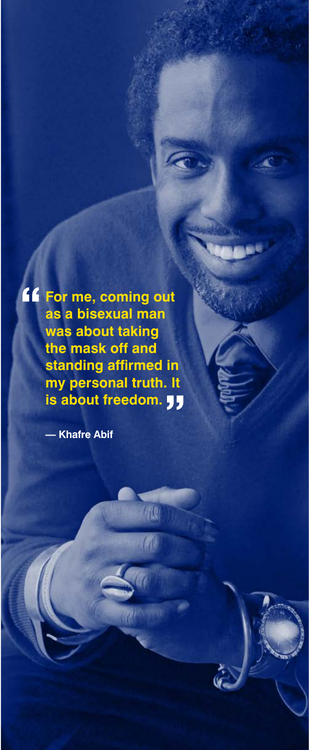> **For me, coming out as a bisexual man was about taking the mask off and standing affirmed in my personal truth. It is about freedom.**
>
> **— Khafre Abif**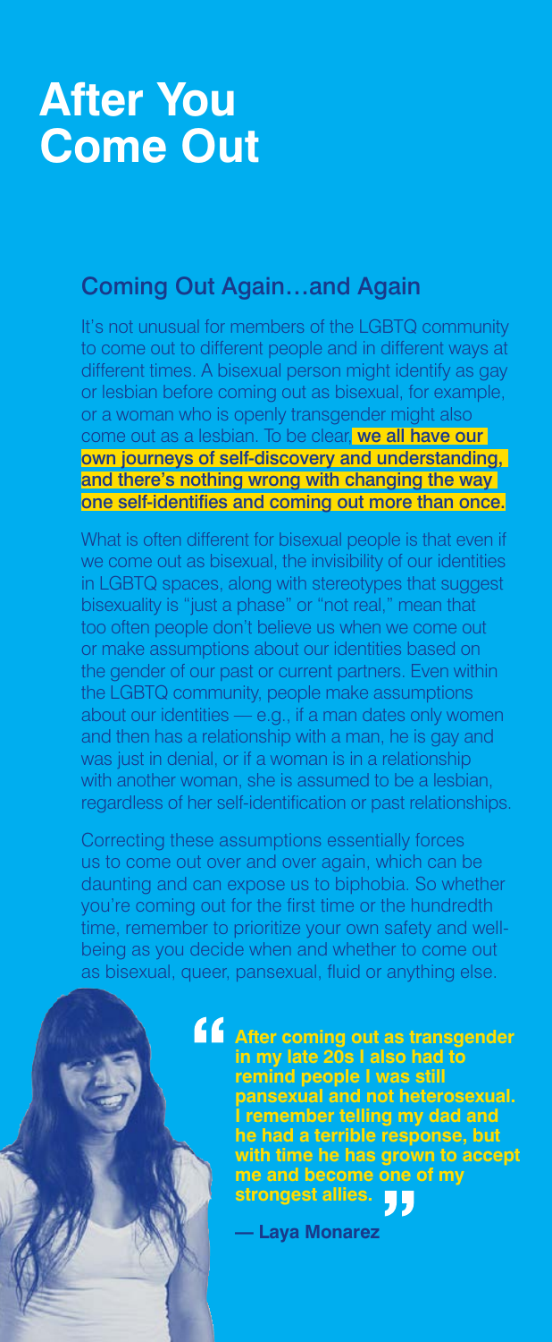# After You Come Out

## Coming Out Again…and Again

It's not unusual for members of the LGBTQ community to come out to different people and in different ways at different times. A bisexual person might identify as gay or lesbian before coming out as bisexual, for example, or a woman who is openly transgender might also come out as a lesbian. To be clear, **we all have our own journeys of self-discovery and understanding, and there's nothing wrong with changing the way one self-identifies and coming out more than once.**

What is often different for bisexual people is that even if we come out as bisexual, the invisibility of our identities in LGBTQ spaces, along with stereotypes that suggest bisexuality is "just a phase" or "not real," mean that too often people don't believe us when we come out or make assumptions about our identities based on the gender of our past or current partners. Even within the LGBTQ community, people make assumptions about our identities — e.g., if a man dates only women and then has a relationship with a man, he is gay and was just in denial, or if a woman is in a relationship with another woman, she is assumed to be a lesbian, regardless of her self-identification or past relationships.

Correcting these assumptions essentially forces us to come out over and over again, which can be daunting and can expose us to biphobia. So whether you're coming out for the first time or the hundredth time, remember to prioritize your own safety and well-being as you decide when and whether to come out as bisexual, queer, pansexual, fluid or anything else.

> **"After coming out as transgender in my late 20s I also had to remind people I was still pansexual and not heterosexual. I remember telling my dad and he had a terrible response, but with time he has grown to accept me and become one of my strongest allies."**
>
> **— Laya Monarez**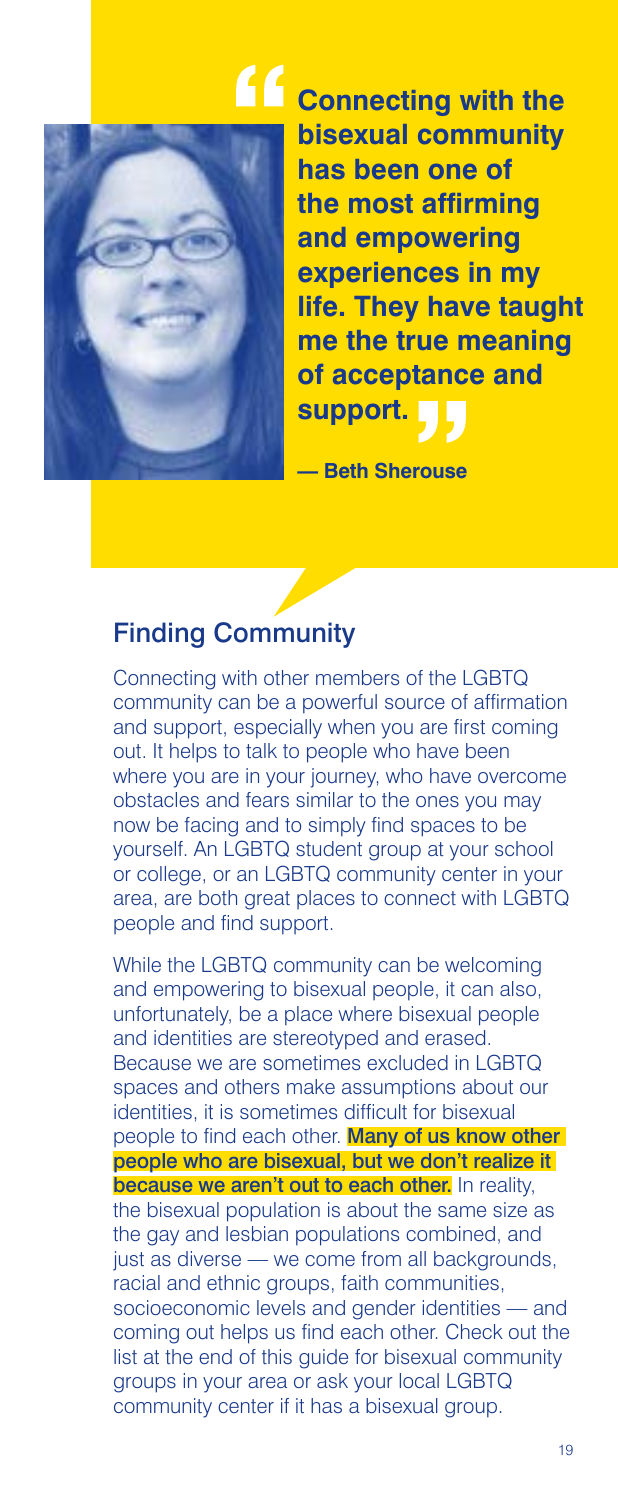> **"Connecting with the bisexual community has been one of the most affirming and empowering experiences in my life. They have taught me the true meaning of acceptance and support."**
>
> **— Beth Sherouse**

## Finding Community

Connecting with other members of the LGBTQ community can be a powerful source of affirmation and support, especially when you are first coming out. It helps to talk to people who have been where you are in your journey, who have overcome obstacles and fears similar to the ones you may now be facing and to simply find spaces to be yourself. An LGBTQ student group at your school or college, or an LGBTQ community center in your area, are both great places to connect with LGBTQ people and find support.

While the LGBTQ community can be welcoming and empowering to bisexual people, it can also, unfortunately, be a place where bisexual people and identities are stereotyped and erased. Because we are sometimes excluded in LGBTQ spaces and others make assumptions about our identities, it is sometimes difficult for bisexual people to find each other. **Many of us know other people who are bisexual, but we don't realize it because we aren't out to each other.** In reality, the bisexual population is about the same size as the gay and lesbian populations combined, and just as diverse — we come from all backgrounds, racial and ethnic groups, faith communities, socioeconomic levels and gender identities — and coming out helps us find each other. Check out the list at the end of this guide for bisexual community groups in your area or ask your local LGBTQ community center if it has a bisexual group.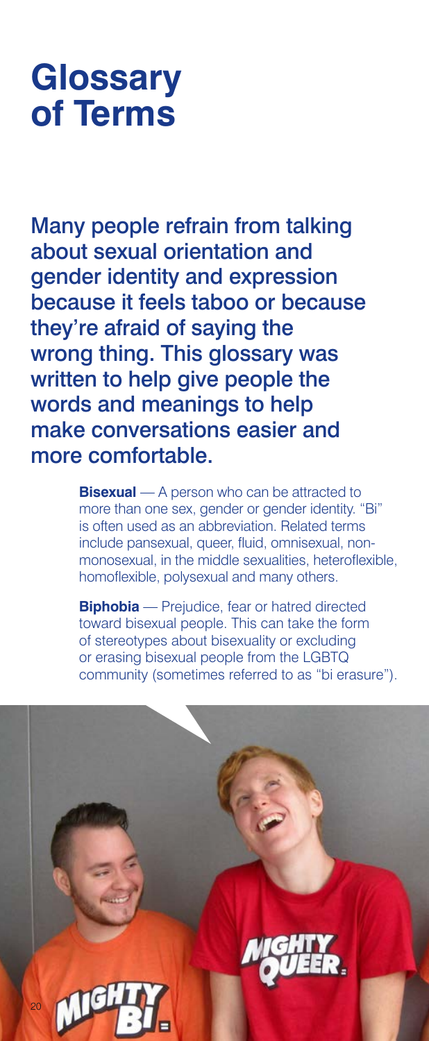# Glossary of Terms

Many people refrain from talking about sexual orientation and gender identity and expression because it feels taboo or because they're afraid of saying the wrong thing. This glossary was written to help give people the words and meanings to help make conversations easier and more comfortable.

**Bisexual** — A person who can be attracted to more than one sex, gender or gender identity. "Bi" is often used as an abbreviation. Related terms include pansexual, queer, fluid, omnisexual, non-monosexual, in the middle sexualities, heteroflexible, homoflexible, polysexual and many others.

**Biphobia** — Prejudice, fear or hatred directed toward bisexual people. This can take the form of stereotypes about bisexuality or excluding or erasing bisexual people from the LGBTQ community (sometimes referred to as "bi erasure").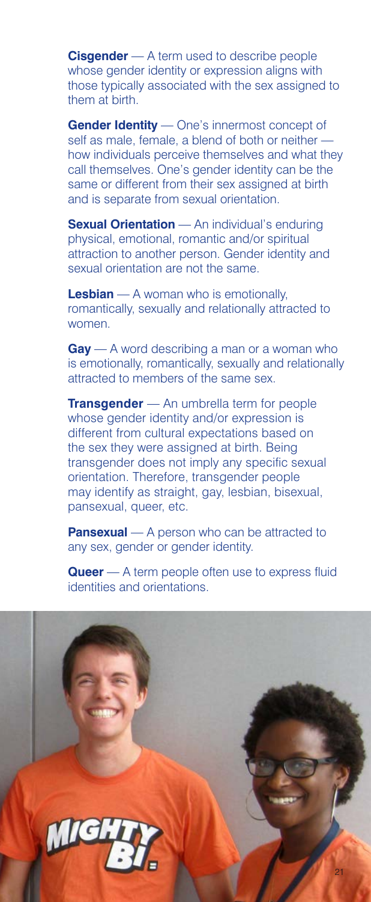**Cisgender** — A term used to describe people whose gender identity or expression aligns with those typically associated with the sex assigned to them at birth.

**Gender Identity** — One's innermost concept of self as male, female, a blend of both or neither — how individuals perceive themselves and what they call themselves. One's gender identity can be the same or different from their sex assigned at birth and is separate from sexual orientation.

**Sexual Orientation** — An individual's enduring physical, emotional, romantic and/or spiritual attraction to another person. Gender identity and sexual orientation are not the same.

**Lesbian** — A woman who is emotionally, romantically, sexually and relationally attracted to women.

**Gay** — A word describing a man or a woman who is emotionally, romantically, sexually and relationally attracted to members of the same sex.

**Transgender** — An umbrella term for people whose gender identity and/or expression is different from cultural expectations based on the sex they were assigned at birth. Being transgender does not imply any specific sexual orientation. Therefore, transgender people may identify as straight, gay, lesbian, bisexual, pansexual, queer, etc.

**Pansexual** — A person who can be attracted to any sex, gender or gender identity.

**Queer** — A term people often use to express fluid identities and orientations.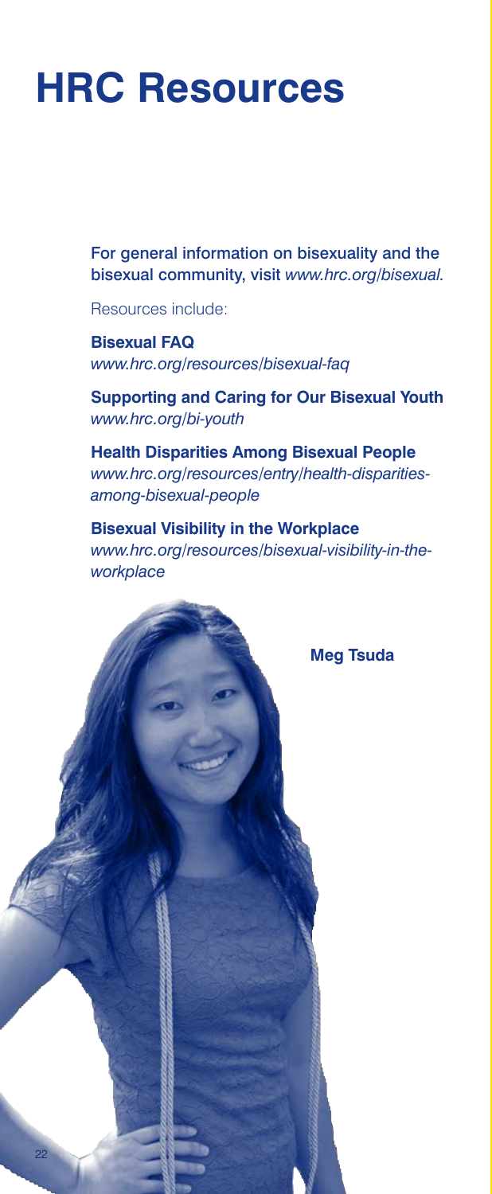# HRC Resources

For general information on bisexuality and the bisexual community, visit *www.hrc.org/bisexual.*

Resources include:

**Bisexual FAQ**
*www.hrc.org/resources/bisexual-faq*

**Supporting and Caring for Our Bisexual Youth**
*www.hrc.org/bi-youth*

**Health Disparities Among Bisexual People**
*www.hrc.org/resources/entry/health-disparities-among-bisexual-people*

**Bisexual Visibility in the Workplace**
*www.hrc.org/resources/bisexual-visibility-in-the-workplace*

**Meg Tsuda**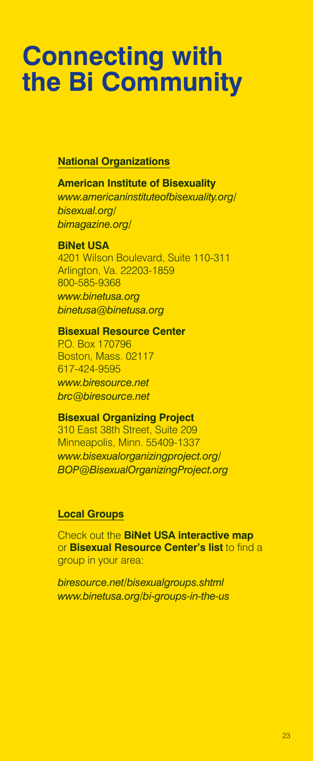# Connecting with the Bi Community

## National Organizations

**American Institute of Bisexuality**
*www.americaninstituteofbisexuality.org/*
*bisexual.org/*
*bimagazine.org/*

**BiNet USA**
4201 Wilson Boulevard, Suite 110-311
Arlington, Va. 22203-1859
800-585-9368
*www.binetusa.org*
*binetusa@binetusa.org*

**Bisexual Resource Center**
P.O. Box 170796
Boston, Mass. 02117
617-424-9595
*www.biresource.net*
*brc@biresource.net*

**Bisexual Organizing Project**
310 East 38th Street, Suite 209
Minneapolis, Minn. 55409-1337
*www.bisexualorganizingproject.org/*
*BOP@BisexualOrganizingProject.org*

## Local Groups

Check out the **BiNet USA interactive map** or **Bisexual Resource Center's list** to find a group in your area:

*biresource.net/bisexualgroups.shtml*
*www.binetusa.org/bi-groups-in-the-us*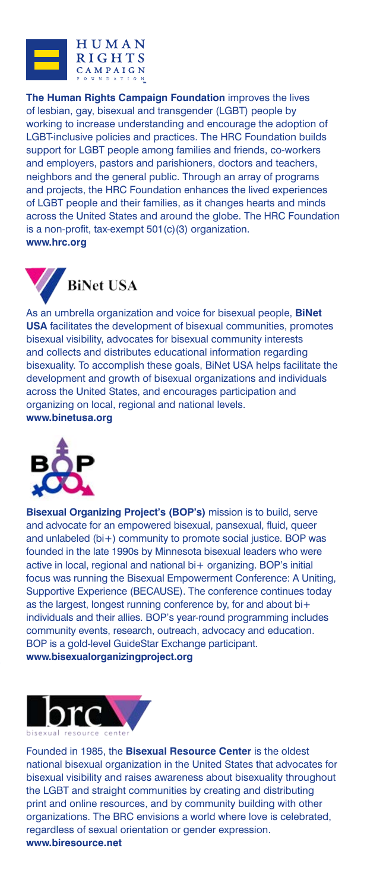HUMAN RIGHTS CAMPAIGN FOUNDATION

**The Human Rights Campaign Foundation** improves the lives of lesbian, gay, bisexual and transgender (LGBT) people by working to increase understanding and encourage the adoption of LGBT-inclusive policies and practices. The HRC Foundation builds support for LGBT people among families and friends, co-workers and employers, pastors and parishioners, doctors and teachers, neighbors and the general public. Through an array of programs and projects, the HRC Foundation enhances the lived experiences of LGBT people and their families, as it changes hearts and minds across the United States and around the globe. The HRC Foundation is a non-profit, tax-exempt 501(c)(3) organization.
**www.hrc.org**

BiNet USA

As an umbrella organization and voice for bisexual people, **BiNet USA** facilitates the development of bisexual communities, promotes bisexual visibility, advocates for bisexual community interests and collects and distributes educational information regarding bisexuality. To accomplish these goals, BiNet USA helps facilitate the development and growth of bisexual organizations and individuals across the United States, and encourages participation and organizing on local, regional and national levels.
**www.binetusa.org**

BOP

**Bisexual Organizing Project's (BOP's)** mission is to build, serve and advocate for an empowered bisexual, pansexual, fluid, queer and unlabeled (bi+) community to promote social justice. BOP was founded in the late 1990s by Minnesota bisexual leaders who were active in local, regional and national bi+ organizing. BOP's initial focus was running the Bisexual Empowerment Conference: A Uniting, Supportive Experience (BECAUSE). The conference continues today as the largest, longest running conference by, for and about bi+ individuals and their allies. BOP's year-round programming includes community events, research, outreach, advocacy and education. BOP is a gold-level GuideStar Exchange participant.
**www.bisexualorganizingproject.org**

brc bisexual resource center

Founded in 1985, the **Bisexual Resource Center** is the oldest national bisexual organization in the United States that advocates for bisexual visibility and raises awareness about bisexuality throughout the LGBT and straight communities by creating and distributing print and online resources, and by community building with other organizations. The BRC envisions a world where love is celebrated, regardless of sexual orientation or gender expression.
**www.biresource.net**